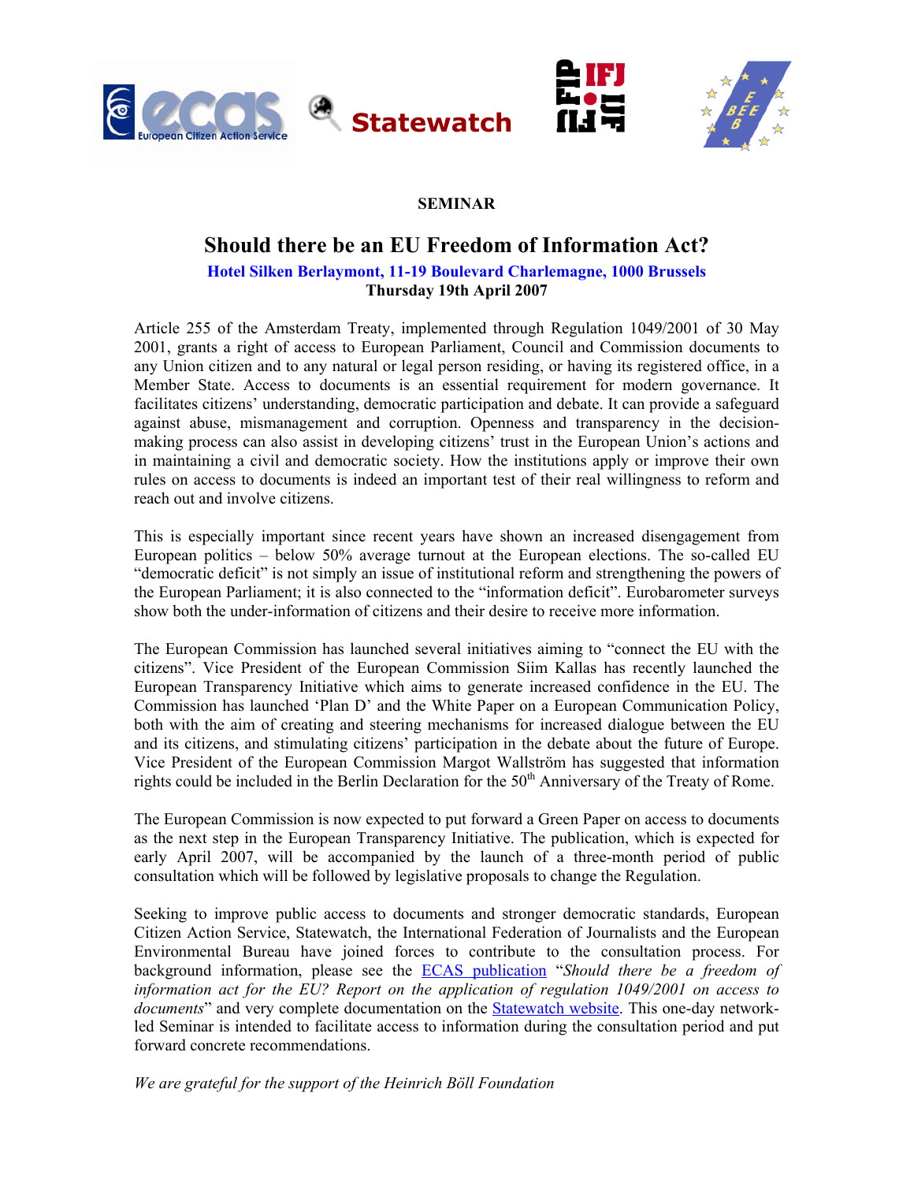Statewatch

**SEMINAR**

# Should there be an EU Freedom of Information Act?

**Hotel Silken Berlaymont, 11-19 Boulevard Charlemagne, 1000 Brussels**
**Thursday 19th April 2007**

Article 255 of the Amsterdam Treaty, implemented through Regulation 1049/2001 of 30 May 2001, grants a right of access to European Parliament, Council and Commission documents to any Union citizen and to any natural or legal person residing, or having its registered office, in a Member State. Access to documents is an essential requirement for modern governance. It facilitates citizens' understanding, democratic participation and debate. It can provide a safeguard against abuse, mismanagement and corruption. Openness and transparency in the decision-making process can also assist in developing citizens' trust in the European Union's actions and in maintaining a civil and democratic society. How the institutions apply or improve their own rules on access to documents is indeed an important test of their real willingness to reform and reach out and involve citizens.

This is especially important since recent years have shown an increased disengagement from European politics – below 50% average turnout at the European elections. The so-called EU "democratic deficit" is not simply an issue of institutional reform and strengthening the powers of the European Parliament; it is also connected to the "information deficit". Eurobarometer surveys show both the under-information of citizens and their desire to receive more information.

The European Commission has launched several initiatives aiming to "connect the EU with the citizens". Vice President of the European Commission Siim Kallas has recently launched the European Transparency Initiative which aims to generate increased confidence in the EU. The Commission has launched 'Plan D' and the White Paper on a European Communication Policy, both with the aim of creating and steering mechanisms for increased dialogue between the EU and its citizens, and stimulating citizens' participation in the debate about the future of Europe. Vice President of the European Commission Margot Wallström has suggested that information rights could be included in the Berlin Declaration for the 50th Anniversary of the Treaty of Rome.

The European Commission is now expected to put forward a Green Paper on access to documents as the next step in the European Transparency Initiative. The publication, which is expected for early April 2007, will be accompanied by the launch of a three-month period of public consultation which will be followed by legislative proposals to change the Regulation.

Seeking to improve public access to documents and stronger democratic standards, European Citizen Action Service, Statewatch, the International Federation of Journalists and the European Environmental Bureau have joined forces to contribute to the consultation process. For background information, please see the ECAS publication "*Should there be a freedom of information act for the EU? Report on the application of regulation 1049/2001 on access to documents*" and very complete documentation on the Statewatch website. This one-day network-led Seminar is intended to facilitate access to information during the consultation period and put forward concrete recommendations.

*We are grateful for the support of the Heinrich Böll Foundation*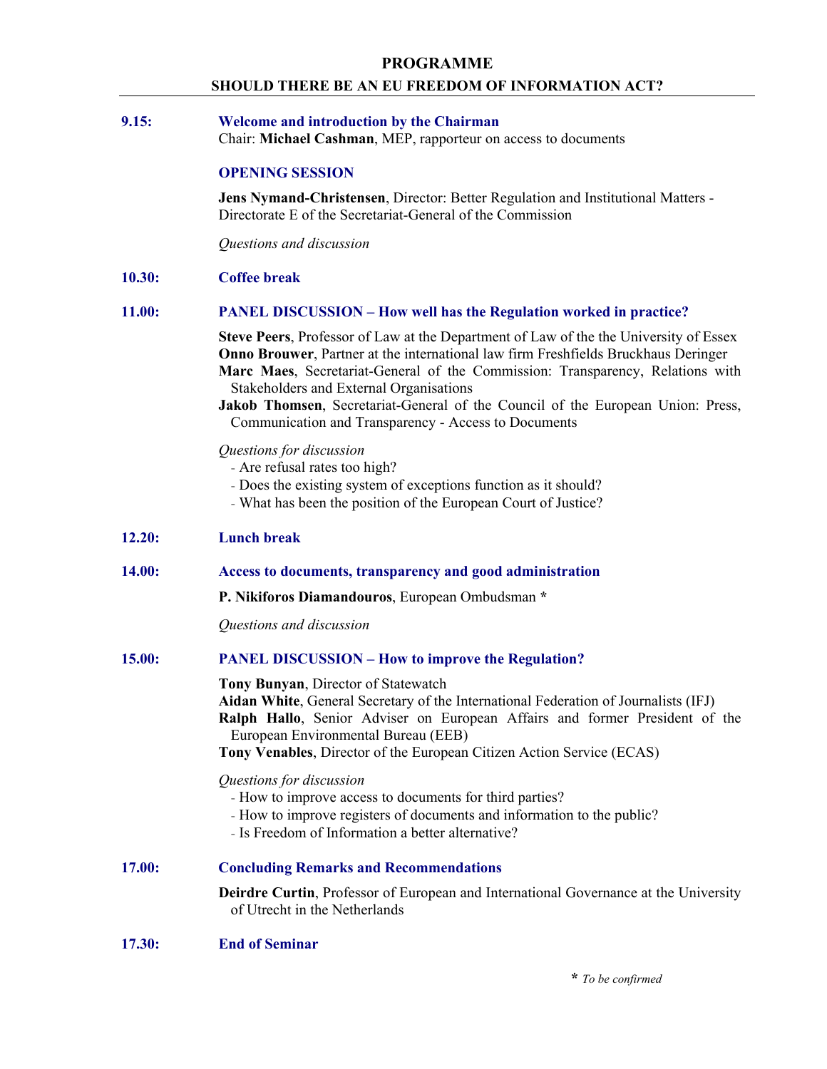# PROGRAMME

## SHOULD THERE BE AN EU FREEDOM OF INFORMATION ACT?

**9.15:** **Welcome and introduction by the Chairman**

Chair: **Michael Cashman**, MEP, rapporteur on access to documents

**OPENING SESSION**

**Jens Nymand-Christensen**, Director: Better Regulation and Institutional Matters - Directorate E of the Secretariat-General of the Commission

*Questions and discussion*

**10.30:** **Coffee break**

**11.00:** **PANEL DISCUSSION – How well has the Regulation worked in practice?**

**Steve Peers**, Professor of Law at the Department of Law of the the University of Essex
**Onno Brouwer**, Partner at the international law firm Freshfields Bruckhaus Deringer
**Marc Maes**, Secretariat-General of the Commission: Transparency, Relations with Stakeholders and External Organisations
**Jakob Thomsen**, Secretariat-General of the Council of the European Union: Press, Communication and Transparency - Access to Documents

*Questions for discussion*
- Are refusal rates too high?
- Does the existing system of exceptions function as it should?
- What has been the position of the European Court of Justice?

**12.20:** **Lunch break**

**14.00:** **Access to documents, transparency and good administration**

**P. Nikiforos Diamandouros**, European Ombudsman *

*Questions and discussion*

**15.00:** **PANEL DISCUSSION – How to improve the Regulation?**

**Tony Bunyan**, Director of Statewatch
**Aidan White**, General Secretary of the International Federation of Journalists (IFJ)
**Ralph Hallo**, Senior Adviser on European Affairs and former President of the European Environmental Bureau (EEB)
**Tony Venables**, Director of the European Citizen Action Service (ECAS)

*Questions for discussion*
- How to improve access to documents for third parties?
- How to improve registers of documents and information to the public?
- Is Freedom of Information a better alternative?

**17.00:** **Concluding Remarks and Recommendations**

**Deirdre Curtin**, Professor of European and International Governance at the University of Utrecht in the Netherlands

**17.30:** **End of Seminar**

\* *To be confirmed*